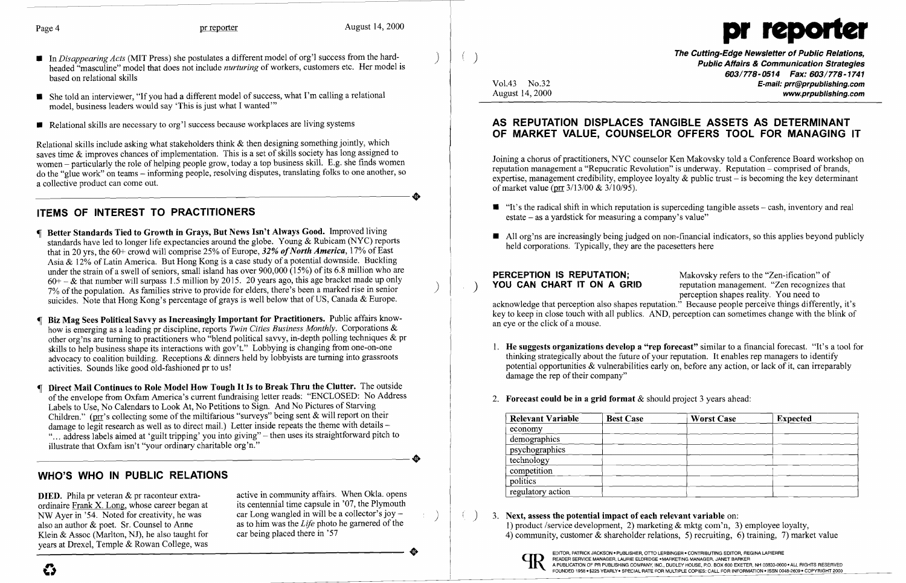- In *Disappearing Acts* (MIT Press) she postulates a different model of org'l success from the hard-headed "masculine" model that does not include *nurturing* of workers, customers etc. Her model is based on relational skills

- She told an interviewer, "If you had a different model of success, what I'm calling a relational model, business leaders would say 'This is just what I wanted'"

- Relational skills are necessary to org'l success because workplaces are living systems

Relational skills include asking what stakeholders think & then designing something jointly, which saves time & improves chances of implementation. This is a set of skills society has long assigned to women – particularly the role of helping people grow, today a top business skill. E.g. she finds women do the "glue work" on teams – informing people, resolving disputes, translating folks to one another, so a collective product can come out.

## ITEMS OF INTEREST TO PRACTITIONERS

¶ **Better Standards Tied to Growth in Grays, But News Isn't Always Good.** Improved living standards have led to longer life expectancies around the globe. Young & Rubicam (NYC) reports that in 20 yrs, the 60+ crowd will comprise 25% of Europe, ***32% of North America***, 17% of East Asia & 12% of Latin America. But Hong Kong is a case study of a potential downside. Buckling under the strain of a swell of seniors, small island has over 900,000 (15%) of its 6.8 million who are 60+ – & that number will surpass 1.5 million by 2015. 20 years ago, this age bracket made up only 7% of the population. As families strive to provide for elders, there's been a marked rise in senior suicides. Note that Hong Kong's percentage of grays is well below that of US, Canada & Europe.

¶ **Biz Mag Sees Political Savvy as Increasingly Important for Practitioners.** Public affairs know-how is emerging as a leading pr discipline, reports *Twin Cities Business Monthly*. Corporations & other org'ns are turning to practitioners who "blend political savvy, in-depth polling techniques & pr skills to help business shape its interactions with gov't." Lobbying is changing from one-on-one advocacy to coalition building. Receptions & dinners held by lobbyists are turning into grassroots activities. Sounds like good old-fashioned pr to us!

¶ **Direct Mail Continues to Role Model How Tough It Is to Break Thru the Clutter.** The outside of the envelope from Oxfam America's current fundraising letter reads: "ENCLOSED: No Address Labels to Use, No Calendars to Look At, No Petitions to Sign. And No Pictures of Starving Children." (prr's collecting some of the multifarious "surveys" being sent & will report on their damage to legit research as well as to direct mail.) Letter inside repeats the theme with details – "... address labels aimed at 'guilt tripping' you into giving" – then uses its straightforward pitch to illustrate that Oxfam isn't "your ordinary charitable org'n."

## WHO'S WHO IN PUBLIC RELATIONS

**DIED.** Phila pr veteran & pr raconteur extra-ordinaire Frank X. Long, whose career began at NW Ayer in '54. Noted for creativity, he was also an author & poet. Sr. Counsel to Anne Klein & Assoc (Marlton, NJ), he also taught for years at Drexel, Temple & Rowan College, was active in community affairs. When Okla. opens its centennial time capsule in '07, the Plymouth car Long wangled in will be a collector's joy – as to him was the *Life* photo he garnered of the car being placed there in '57

# pr reporter

**The Cutting-Edge Newsletter of Public Relations, Public Affairs & Communication Strategies**
**603/778-0514 Fax: 603/778-1741**
**E-mail: prr@prpublishing.com**
**www.prpublishing.com**

Vol.43 No.32
August 14, 2000

## AS REPUTATION DISPLACES TANGIBLE ASSETS AS DETERMINANT OF MARKET VALUE, COUNSELOR OFFERS TOOL FOR MANAGING IT

Joining a chorus of practitioners, NYC counselor Ken Makovsky told a Conference Board workshop on reputation management a "Repucratic Revolution" is underway. Reputation – comprised of brands, expertise, management credibility, employee loyalty & public trust – is becoming the key determinant of market value (prr 3/13/00 & 3/10/95).

- "It's the radical shift in which reputation is superceding tangible assets – cash, inventory and real estate – as a yardstick for measuring a company's value"

- All org'ns are increasingly being judged on non-financial indicators, so this applies beyond publicly held corporations. Typically, they are the pacesetters here

**PERCEPTION IS REPUTATION; YOU CAN CHART IT ON A GRID**

Makovsky refers to the "Zen-ification" of reputation management. "Zen recognizes that perception shapes reality. You need to acknowledge that perception also shapes reputation." Because people perceive things differently, it's key to keep in close touch with all publics. AND, perception can sometimes change with the blink of an eye or the click of a mouse.

1. **He suggests organizations develop a "rep forecast"** similar to a financial forecast. "It's a tool for thinking strategically about the future of your reputation. It enables rep managers to identify potential opportunities & vulnerabilities early on, before any action, or lack of it, can irreparably damage the rep of their company"

2. **Forecast could be in a grid format** & should project 3 years ahead:

| Relevant Variable | Best Case | Worst Case | Expected |
|---|---|---|---|
| economy | | | |
| demographics | | | |
| psychographics | | | |
| technology | | | |
| competition | | | |
| politics | | | |
| regulatory action | | | |

3. **Next, assess the potential impact of each relevant variable** on:
1) product /service development, 2) marketing & mktg com'n, 3) employee loyalty,
4) community, customer & shareholder relations, 5) recruiting, 6) training, 7) market value

EDITOR, PATRICK JACKSON • PUBLISHER, OTTO LERBINGER • CONTRIBUTING EDITOR, REGINA LAPIERRE
READER SERVICE MANAGER, LAURIE ELDRIDGE • MARKETING MANAGER, JANET BARKER
A PUBLICATION OF PR PUBLISHING COMPANY, INC., DUDLEY HOUSE, P.O. BOX 600 EXETER, NH 03833-0600 • ALL RIGHTS RESERVED
FOUNDED 1958 • $225 YEARLY • SPECIAL RATE FOR MULTIPLE COPIES: CALL FOR INFORMATION • ISSN 0048-2609 • COPYRIGHT 2000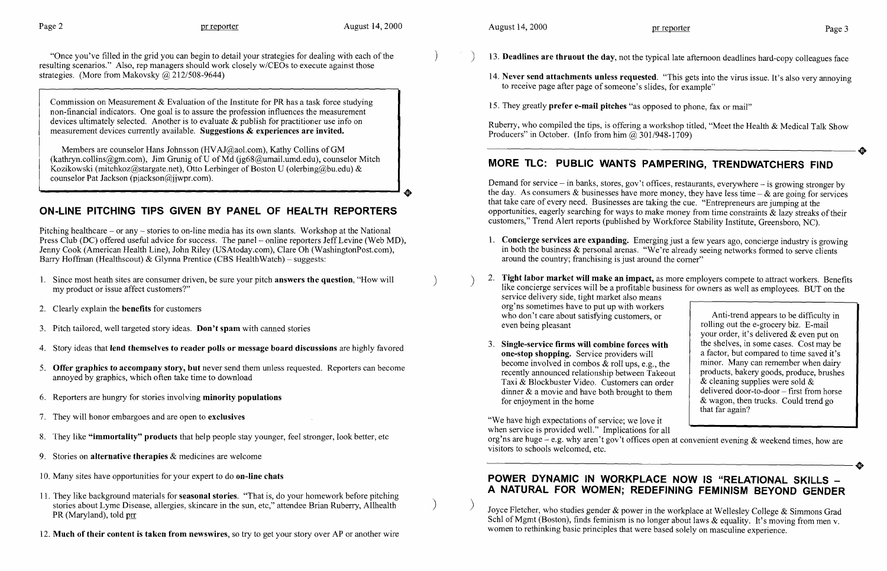"Once you've filled in the grid you can begin to detail your strategies for dealing with each of the resulting scenarios." Also, rep managers should work closely w/CEOs to execute against those strategies. (More from Makovsky @ 212/508-9644)

Commission on Measurement & Evaluation of the Institute for PR has a task force studying non-financial indicators. One goal is to assure the profession influences the measurement devices ultimately selected. Another is to evaluate & publish for practitioner use info on measurement devices currently available. **Suggestions & experiences are invited.**

Members are counselor Hans Johnsson (HVAJ@aol.com), Kathy Collins of GM (kathryn.collins@gm.com), Jim Grunig of U of Md (jg68@umail.umd.edu), counselor Mitch Kozikowski (mitchkoz@stargate.net), Otto Lerbinger of Boston U (olerbing@bu.edu) & counselor Pat Jackson (pjackson@jjwpr.com).

## ON-LINE PITCHING TIPS GIVEN BY PANEL OF HEALTH REPORTERS

Pitching healthcare – or any – stories to on-line media has its own slants. Workshop at the National Press Club (DC) offered useful advice for success. The panel – online reporters Jeff Levine (Web MD), Jenny Cook (American Health Line), John Riley (USAtoday.com), Clare Oh (WashingtonPost.com), Barry Hoffman (Healthscout) & Glynna Prentice (CBS HealthWatch) – suggests:

1. Since most heath sites are consumer driven, be sure your pitch **answers the question**, "How will my product or issue affect customers?"
2. Clearly explain the **benefits** for customers
3. Pitch tailored, well targeted story ideas. **Don't spam** with canned stories
4. Story ideas that **lend themselves to reader polls or message board discussions** are highly favored
5. **Offer graphics to accompany story, but** never send them unless requested. Reporters can become annoyed by graphics, which often take time to download
6. Reporters are hungry for stories involving **minority populations**
7. They will honor embargoes and are open to **exclusives**
8. They like **"immortality" products** that help people stay younger, feel stronger, look better, etc
9. Stories on **alternative therapies** & medicines are welcome
10. Many sites have opportunities for your expert to do **on-line chats**
11. They like background materials for **seasonal stories**. "That is, do your homework before pitching stories about Lyme Disease, allergies, skincare in the sun, etc," attendee Brian Ruberry, Allhealth PR (Maryland), told prr
12. **Much of their content is taken from newswires**, so try to get your story over AP or another wire
13. **Deadlines are thruout the day**, not the typical late afternoon deadlines hard-copy colleagues face
14. **Never send attachments unless requested**. "This gets into the virus issue. It's also very annoying to receive page after page of someone's slides, for example"
15. They greatly **prefer e-mail pitches** "as opposed to phone, fax or mail"

Ruberry, who compiled the tips, is offering a workshop titled, "Meet the Health & Medical Talk Show Producers" in October. (Info from him @ 301/948-1709)

## MORE TLC: PUBLIC WANTS PAMPERING, TRENDWATCHERS FIND

Demand for service – in banks, stores, gov't offices, restaurants, everywhere – is growing stronger by the day. As consumers & businesses have more money, they have less time – & are going for services that take care of every need. Businesses are taking the cue. "Entrepreneurs are jumping at the opportunities, eagerly searching for ways to make money from time constraints & lazy streaks of their customers," Trend Alert reports (published by Workforce Stability Institute, Greensboro, NC).

1. **Concierge services are expanding.** Emerging just a few years ago, concierge industry is growing in both the business & personal arenas. "We're already seeing networks formed to serve clients around the country; franchising is just around the corner"
2. **Tight labor market will make an impact,** as more employers compete to attract workers. Benefits like concierge services will be a profitable business for owners as well as employees. BUT on the service delivery side, tight market also means org'ns sometimes have to put up with workers who don't care about satisfying customers, or even being pleasant
3. **Single-service firms will combine forces with one-stop shopping.** Service providers will become involved in combos & roll ups, e.g., the recently announced relationship between Takeout Taxi & Blockbuster Video. Customers can order dinner & a movie and have both brought to them for enjoyment in the home

Anti-trend appears to be difficulty in rolling out the e-grocery biz. E-mail your order, it's delivered & even put on the shelves, in some cases. Cost may be a factor, but compared to time saved it's minor. Many can remember when dairy products, bakery goods, produce, brushes & cleaning supplies were sold & delivered door-to-door – first from horse & wagon, then trucks. Could trend go that far again?

"We have high expectations of service; we love it when service is provided well." Implications for all org'ns are huge – e.g. why aren't gov't offices open at convenient evening & weekend times, how are visitors to schools welcomed, etc.

## POWER DYNAMIC IN WORKPLACE NOW IS "RELATIONAL SKILLS – A NATURAL FOR WOMEN; REDEFINING FEMINISM BEYOND GENDER

Joyce Fletcher, who studies gender & power in the workplace at Wellesley College & Simmons Grad Schl of Mgmt (Boston), finds feminism is no longer about laws & equality. It's moving from men v. women to rethinking basic principles that were based solely on masculine experience.